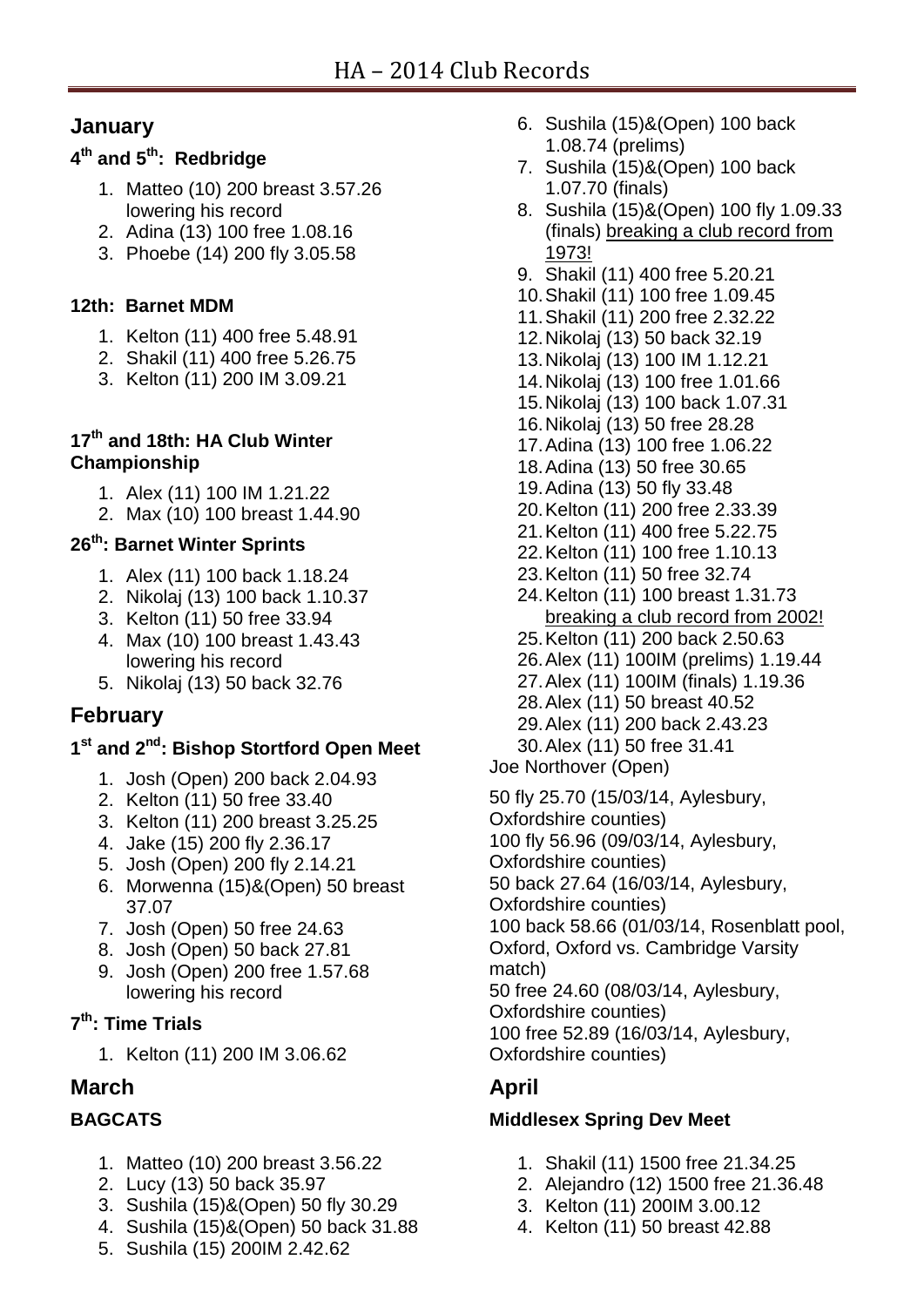# HA – 2014 Club Records

## January

### 4th and 5th: Redbridge

1. Matteo (10) 200 breast 3.57.26 lowering his record
2. Adina (13) 100 free 1.08.16
3. Phoebe (14) 200 fly 3.05.58

### 12th: Barnet MDM

1. Kelton (11) 400 free 5.48.91
2. Shakil (11) 400 free 5.26.75
3. Kelton (11) 200 IM 3.09.21

### 17th and 18th: HA Club Winter Championship

1. Alex (11) 100 IM 1.21.22
2. Max (10) 100 breast 1.44.90

### 26th: Barnet Winter Sprints

1. Alex (11) 100 back 1.18.24
2. Nikolaj (13) 100 back 1.10.37
3. Kelton (11) 50 free 33.94
4. Max (10) 100 breast 1.43.43 lowering his record
5. Nikolaj (13) 50 back 32.76

## February

### 1st and 2nd: Bishop Stortford Open Meet

1. Josh (Open) 200 back 2.04.93
2. Kelton (11) 50 free 33.40
3. Kelton (11) 200 breast 3.25.25
4. Jake (15) 200 fly 2.36.17
5. Josh (Open) 200 fly 2.14.21
6. Morwenna (15)&(Open) 50 breast 37.07
7. Josh (Open) 50 free 24.63
8. Josh (Open) 50 back 27.81
9. Josh (Open) 200 free 1.57.68 lowering his record

### 7th: Time Trials

1. Kelton (11) 200 IM 3.06.62

## March

### BAGCATS

1. Matteo (10) 200 breast 3.56.22
2. Lucy (13) 50 back 35.97
3. Sushila (15)&(Open) 50 fly 30.29
4. Sushila (15)&(Open) 50 back 31.88
5. Sushila (15) 200IM 2.42.62
6. Sushila (15)&(Open) 100 back 1.08.74 (prelims)
7. Sushila (15)&(Open) 100 back 1.07.70 (finals)
8. Sushila (15)&(Open) 100 fly 1.09.33 (finals) <u>breaking a club record from 1973!</u>
9. Shakil (11) 400 free 5.20.21
10. Shakil (11) 100 free 1.09.45
11. Shakil (11) 200 free 2.32.22
12. Nikolaj (13) 50 back 32.19
13. Nikolaj (13) 100 IM 1.12.21
14. Nikolaj (13) 100 free 1.01.66
15. Nikolaj (13) 100 back 1.07.31
16. Nikolaj (13) 50 free 28.28
17. Adina (13) 100 free 1.06.22
18. Adina (13) 50 free 30.65
19. Adina (13) 50 fly 33.48
20. Kelton (11) 200 free 2.33.39
21. Kelton (11) 400 free 5.22.75
22. Kelton (11) 100 free 1.10.13
23. Kelton (11) 50 free 32.74
24. Kelton (11) 100 breast 1.31.73 <u>breaking a club record from 2002!</u>
25. Kelton (11) 200 back 2.50.63
26. Alex (11) 100IM (prelims) 1.19.44
27. Alex (11) 100IM (finals) 1.19.36
28. Alex (11) 50 breast 40.52
29. Alex (11) 200 back 2.43.23
30. Alex (11) 50 free 31.41

Joe Northover (Open)

50 fly 25.70 (15/03/14, Aylesbury, Oxfordshire counties)
100 fly 56.96 (09/03/14, Aylesbury, Oxfordshire counties)
50 back 27.64 (16/03/14, Aylesbury, Oxfordshire counties)
100 back 58.66 (01/03/14, Rosenblatt pool, Oxford, Oxford vs. Cambridge Varsity match)
50 free 24.60 (08/03/14, Aylesbury, Oxfordshire counties)
100 free 52.89 (16/03/14, Aylesbury, Oxfordshire counties)

## April

### Middlesex Spring Dev Meet

1. Shakil (11) 1500 free 21.34.25
2. Alejandro (12) 1500 free 21.36.48
3. Kelton (11) 200IM 3.00.12
4. Kelton (11) 50 breast 42.88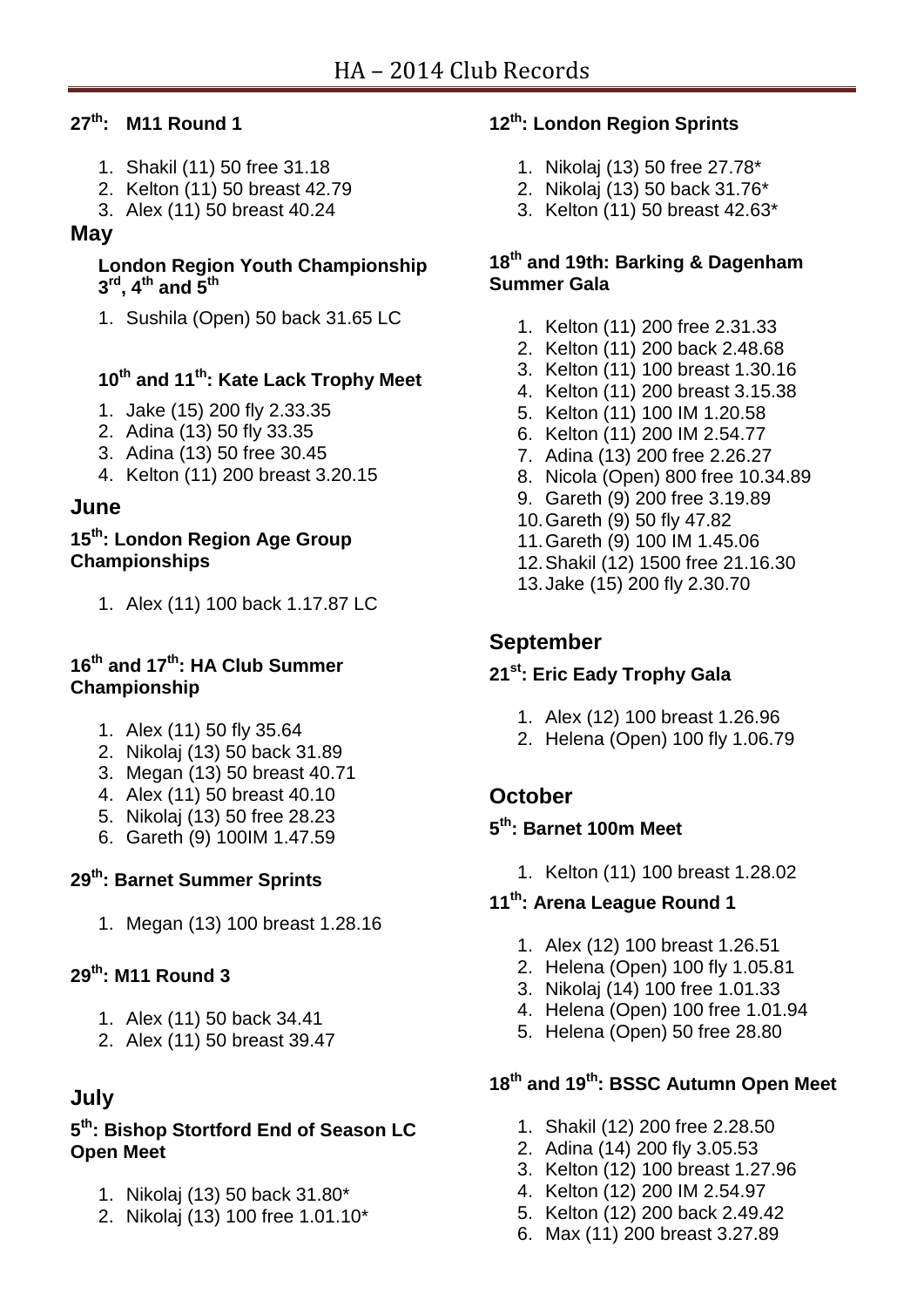#### 27th: M11 Round 1

1. Shakil (11) 50 free 31.18
2. Kelton (11) 50 breast 42.79
3. Alex (11) 50 breast 40.24

## May

#### London Region Youth Championship 3rd, 4th and 5th

1. Sushila (Open) 50 back 31.65 LC

#### 10th and 11th: Kate Lack Trophy Meet

1. Jake (15) 200 fly 2.33.35
2. Adina (13) 50 fly 33.35
3. Adina (13) 50 free 30.45
4. Kelton (11) 200 breast 3.20.15

## June

#### 15th: London Region Age Group Championships

1. Alex (11) 100 back 1.17.87 LC

#### 16th and 17th: HA Club Summer Championship

1. Alex (11) 50 fly 35.64
2. Nikolaj (13) 50 back 31.89
3. Megan (13) 50 breast 40.71
4. Alex (11) 50 breast 40.10
5. Nikolaj (13) 50 free 28.23
6. Gareth (9) 100IM 1.47.59

#### 29th: Barnet Summer Sprints

1. Megan (13) 100 breast 1.28.16

#### 29th: M11 Round 3

1. Alex (11) 50 back 34.41
2. Alex (11) 50 breast 39.47

## July

#### 5th: Bishop Stortford End of Season LC Open Meet

1. Nikolaj (13) 50 back 31.80*
2. Nikolaj (13) 100 free 1.01.10*

#### 12th: London Region Sprints

1. Nikolaj (13) 50 free 27.78*
2. Nikolaj (13) 50 back 31.76*
3. Kelton (11) 50 breast 42.63*

#### 18th and 19th: Barking & Dagenham Summer Gala

1. Kelton (11) 200 free 2.31.33
2. Kelton (11) 200 back 2.48.68
3. Kelton (11) 100 breast 1.30.16
4. Kelton (11) 200 breast 3.15.38
5. Kelton (11) 100 IM 1.20.58
6. Kelton (11) 200 IM 2.54.77
7. Adina (13) 200 free 2.26.27
8. Nicola (Open) 800 free 10.34.89
9. Gareth (9) 200 free 3.19.89
10. Gareth (9) 50 fly 47.82
11. Gareth (9) 100 IM 1.45.06
12. Shakil (12) 1500 free 21.16.30
13. Jake (15) 200 fly 2.30.70

## September

#### 21st: Eric Eady Trophy Gala

1. Alex (12) 100 breast 1.26.96
2. Helena (Open) 100 fly 1.06.79

## October

#### 5th: Barnet 100m Meet

1. Kelton (11) 100 breast 1.28.02

#### 11th: Arena League Round 1

1. Alex (12) 100 breast 1.26.51
2. Helena (Open) 100 fly 1.05.81
3. Nikolaj (14) 100 free 1.01.33
4. Helena (Open) 100 free 1.01.94
5. Helena (Open) 50 free 28.80

#### 18th and 19th: BSSC Autumn Open Meet

1. Shakil (12) 200 free 2.28.50
2. Adina (14) 200 fly 3.05.53
3. Kelton (12) 100 breast 1.27.96
4. Kelton (12) 200 IM 2.54.97
5. Kelton (12) 200 back 2.49.42
6. Max (11) 200 breast 3.27.89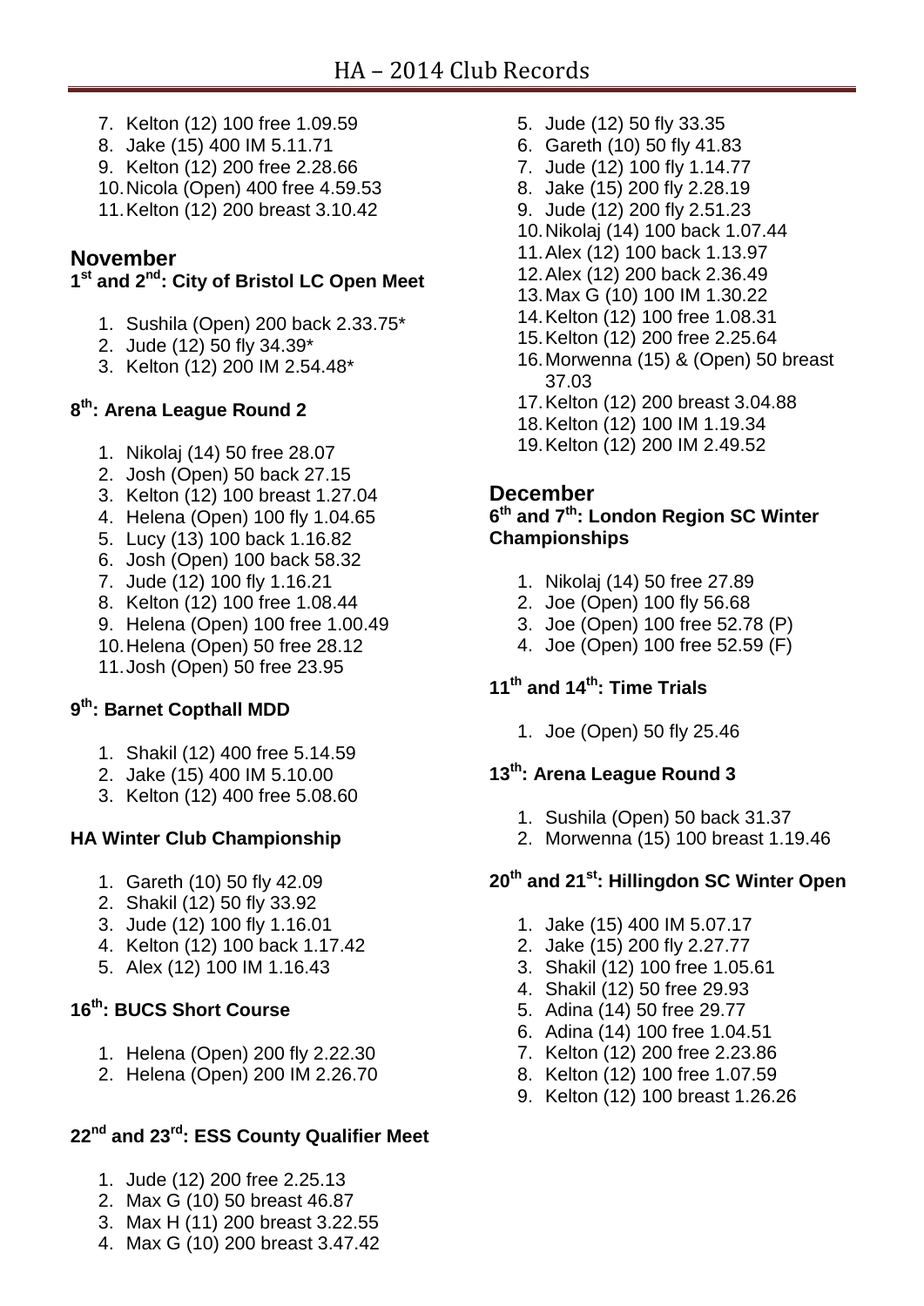7. Kelton (12) 100 free 1.09.59
8. Jake (15) 400 IM 5.11.71
9. Kelton (12) 200 free 2.28.66
10. Nicola (Open) 400 free 4.59.53
11. Kelton (12) 200 breast 3.10.42

## November

#### 1st and 2nd: City of Bristol LC Open Meet

1. Sushila (Open) 200 back 2.33.75*
2. Jude (12) 50 fly 34.39*
3. Kelton (12) 200 IM 2.54.48*

#### 8th: Arena League Round 2

1. Nikolaj (14) 50 free 28.07
2. Josh (Open) 50 back 27.15
3. Kelton (12) 100 breast 1.27.04
4. Helena (Open) 100 fly 1.04.65
5. Lucy (13) 100 back 1.16.82
6. Josh (Open) 100 back 58.32
7. Jude (12) 100 fly 1.16.21
8. Kelton (12) 100 free 1.08.44
9. Helena (Open) 100 free 1.00.49
10. Helena (Open) 50 free 28.12
11. Josh (Open) 50 free 23.95

#### 9th: Barnet Copthall MDD

1. Shakil (12) 400 free 5.14.59
2. Jake (15) 400 IM 5.10.00
3. Kelton (12) 400 free 5.08.60

#### HA Winter Club Championship

1. Gareth (10) 50 fly 42.09
2. Shakil (12) 50 fly 33.92
3. Jude (12) 100 fly 1.16.01
4. Kelton (12) 100 back 1.17.42
5. Alex (12) 100 IM 1.16.43

#### 16th: BUCS Short Course

1. Helena (Open) 200 fly 2.22.30
2. Helena (Open) 200 IM 2.26.70

#### 22nd and 23rd: ESS County Qualifier Meet

1. Jude (12) 200 free 2.25.13
2. Max G (10) 50 breast 46.87
3. Max H (11) 200 breast 3.22.55
4. Max G (10) 200 breast 3.47.42
5. Jude (12) 50 fly 33.35
6. Gareth (10) 50 fly 41.83
7. Jude (12) 100 fly 1.14.77
8. Jake (15) 200 fly 2.28.19
9. Jude (12) 200 fly 2.51.23
10. Nikolaj (14) 100 back 1.07.44
11. Alex (12) 100 back 1.13.97
12. Alex (12) 200 back 2.36.49
13. Max G (10) 100 IM 1.30.22
14. Kelton (12) 100 free 1.08.31
15. Kelton (12) 200 free 2.25.64
16. Morwenna (15) & (Open) 50 breast 37.03
17. Kelton (12) 200 breast 3.04.88
18. Kelton (12) 100 IM 1.19.34
19. Kelton (12) 200 IM 2.49.52

## December

#### 6th and 7th: London Region SC Winter Championships

1. Nikolaj (14) 50 free 27.89
2. Joe (Open) 100 fly 56.68
3. Joe (Open) 100 free 52.78 (P)
4. Joe (Open) 100 free 52.59 (F)

#### 11th and 14th: Time Trials

1. Joe (Open) 50 fly 25.46

#### 13th: Arena League Round 3

1. Sushila (Open) 50 back 31.37
2. Morwenna (15) 100 breast 1.19.46

#### 20th and 21st: Hillingdon SC Winter Open

1. Jake (15) 400 IM 5.07.17
2. Jake (15) 200 fly 2.27.77
3. Shakil (12) 100 free 1.05.61
4. Shakil (12) 50 free 29.93
5. Adina (14) 50 free 29.77
6. Adina (14) 100 free 1.04.51
7. Kelton (12) 200 free 2.23.86
8. Kelton (12) 100 free 1.07.59
9. Kelton (12) 100 breast 1.26.26